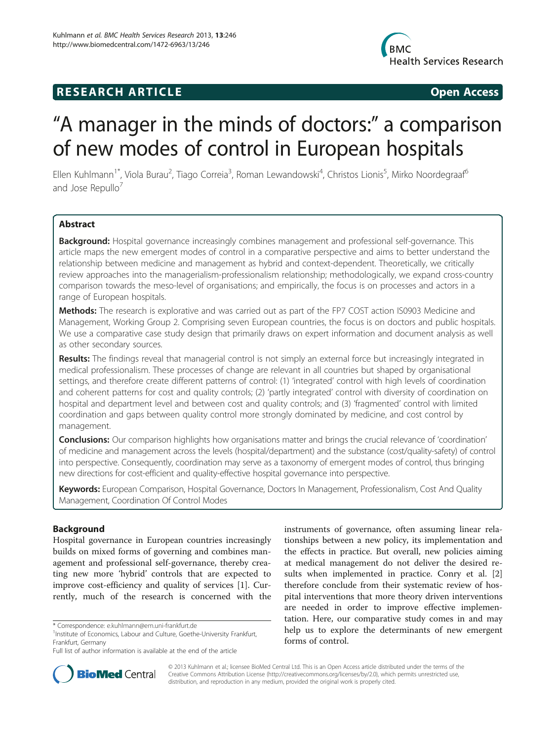**RESEARCH ARTICLE** **Open Access**

# "A manager in the minds of doctors:" a comparison of new modes of control in European hospitals

Ellen Kuhlmann[1*], Viola Burau[2], Tiago Correia[3], Roman Lewandowski[4], Christos Lionis[5], Mirko Noordegraaf[6] and Jose Repullo[7]

## Abstract

**Background:** Hospital governance increasingly combines management and professional self-governance. This article maps the new emergent modes of control in a comparative perspective and aims to better understand the relationship between medicine and management as hybrid and context-dependent. Theoretically, we critically review approaches into the managerialism-professionalism relationship; methodologically, we expand cross-country comparison towards the meso-level of organisations; and empirically, the focus is on processes and actors in a range of European hospitals.

**Methods:** The research is explorative and was carried out as part of the FP7 COST action IS0903 Medicine and Management, Working Group 2. Comprising seven European countries, the focus is on doctors and public hospitals. We use a comparative case study design that primarily draws on expert information and document analysis as well as other secondary sources.

**Results:** The findings reveal that managerial control is not simply an external force but increasingly integrated in medical professionalism. These processes of change are relevant in all countries but shaped by organisational settings, and therefore create different patterns of control: (1) 'integrated' control with high levels of coordination and coherent patterns for cost and quality controls; (2) 'partly integrated' control with diversity of coordination on hospital and department level and between cost and quality controls; and (3) 'fragmented' control with limited coordination and gaps between quality control more strongly dominated by medicine, and cost control by management.

**Conclusions:** Our comparison highlights how organisations matter and brings the crucial relevance of 'coordination' of medicine and management across the levels (hospital/department) and the substance (cost/quality-safety) of control into perspective. Consequently, coordination may serve as a taxonomy of emergent modes of control, thus bringing new directions for cost-efficient and quality-effective hospital governance into perspective.

**Keywords:** European Comparison, Hospital Governance, Doctors In Management, Professionalism, Cost And Quality Management, Coordination Of Control Modes

## Background

Hospital governance in European countries increasingly builds on mixed forms of governing and combines management and professional self-governance, thereby creating new more 'hybrid' controls that are expected to improve cost-efficiency and quality of services [1]. Currently, much of the research is concerned with the instruments of governance, often assuming linear relationships between a new policy, its implementation and the effects in practice. But overall, new policies aiming at medical management do not deliver the desired results when implemented in practice. Conry et al. [2] therefore conclude from their systematic review of hospital interventions that more theory driven interventions are needed in order to improve effective implementation. Here, our comparative study comes in and may help us to explore the determinants of new emergent forms of control.

\* Correspondence: e.kuhlmann@em.uni-frankfurt.de
[1]Institute of Economics, Labour and Culture, Goethe-University Frankfurt, Frankfurt, Germany
Full list of author information is available at the end of the article

© 2013 Kuhlmann et al.; licensee BioMed Central Ltd. This is an Open Access article distributed under the terms of the Creative Commons Attribution License (http://creativecommons.org/licenses/by/2.0), which permits unrestricted use, distribution, and reproduction in any medium, provided the original work is properly cited.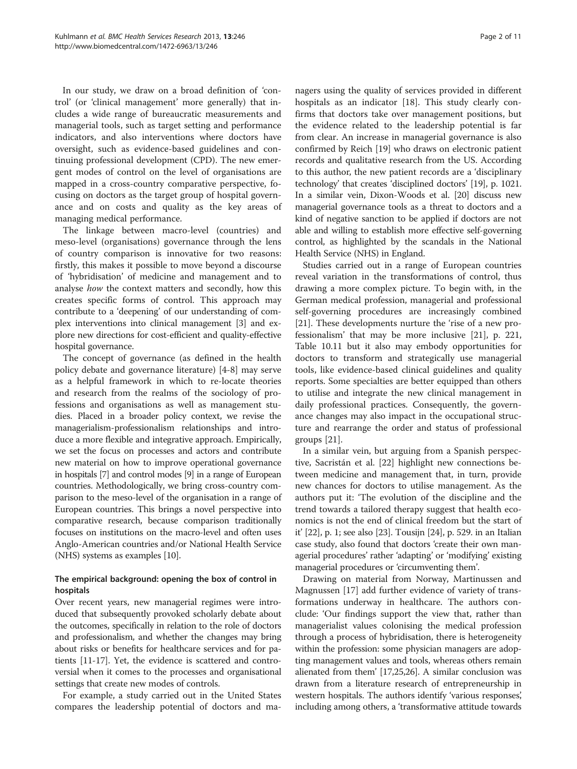In our study, we draw on a broad definition of 'control' (or 'clinical management' more generally) that includes a wide range of bureaucratic measurements and managerial tools, such as target setting and performance indicators, and also interventions where doctors have oversight, such as evidence-based guidelines and continuing professional development (CPD). The new emergent modes of control on the level of organisations are mapped in a cross-country comparative perspective, focusing on doctors as the target group of hospital governance and on costs and quality as the key areas of managing medical performance.

The linkage between macro-level (countries) and meso-level (organisations) governance through the lens of country comparison is innovative for two reasons: firstly, this makes it possible to move beyond a discourse of 'hybridisation' of medicine and management and to analyse *how* the context matters and secondly, how this creates specific forms of control. This approach may contribute to a 'deepening' of our understanding of complex interventions into clinical management [3] and explore new directions for cost-efficient and quality-effective hospital governance.

The concept of governance (as defined in the health policy debate and governance literature) [4-8] may serve as a helpful framework in which to re-locate theories and research from the realms of the sociology of professions and organisations as well as management studies. Placed in a broader policy context, we revise the managerialism-professionalism relationships and introduce a more flexible and integrative approach. Empirically, we set the focus on processes and actors and contribute new material on how to improve operational governance in hospitals [7] and control modes [9] in a range of European countries. Methodologically, we bring cross-country comparison to the meso-level of the organisation in a range of European countries. This brings a novel perspective into comparative research, because comparison traditionally focuses on institutions on the macro-level and often uses Anglo-American countries and/or National Health Service (NHS) systems as examples [10].

## The empirical background: opening the box of control in hospitals

Over recent years, new managerial regimes were introduced that subsequently provoked scholarly debate about the outcomes, specifically in relation to the role of doctors and professionalism, and whether the changes may bring about risks or benefits for healthcare services and for patients [11-17]. Yet, the evidence is scattered and controversial when it comes to the processes and organisational settings that create new modes of controls.

For example, a study carried out in the United States compares the leadership potential of doctors and managers using the quality of services provided in different hospitals as an indicator [18]. This study clearly confirms that doctors take over management positions, but the evidence related to the leadership potential is far from clear. An increase in managerial governance is also confirmed by Reich [19] who draws on electronic patient records and qualitative research from the US. According to this author, the new patient records are a 'disciplinary technology' that creates 'disciplined doctors' [19], p. 1021. In a similar vein, Dixon-Woods et al. [20] discuss new managerial governance tools as a threat to doctors and a kind of negative sanction to be applied if doctors are not able and willing to establish more effective self-governing control, as highlighted by the scandals in the National Health Service (NHS) in England.

Studies carried out in a range of European countries reveal variation in the transformations of control, thus drawing a more complex picture. To begin with, in the German medical profession, managerial and professional self-governing procedures are increasingly combined [21]. These developments nurture the 'rise of a new professionalism' that may be more inclusive [21], p. 221, Table 10.11 but it also may embody opportunities for doctors to transform and strategically use managerial tools, like evidence-based clinical guidelines and quality reports. Some specialties are better equipped than others to utilise and integrate the new clinical management in daily professional practices. Consequently, the governance changes may also impact in the occupational structure and rearrange the order and status of professional groups [21].

In a similar vein, but arguing from a Spanish perspective, Sacristán et al. [22] highlight new connections between medicine and management that, in turn, provide new chances for doctors to utilise management. As the authors put it: 'The evolution of the discipline and the trend towards a tailored therapy suggest that health economics is not the end of clinical freedom but the start of it' [22], p. 1; see also [23]. Tousijn [24], p. 529. in an Italian case study, also found that doctors 'create their own managerial procedures' rather 'adapting' or 'modifying' existing managerial procedures or 'circumventing them'.

Drawing on material from Norway, Martinussen and Magnussen [17] add further evidence of variety of transformations underway in healthcare. The authors conclude: 'Our findings support the view that, rather than managerialist values colonising the medical profession through a process of hybridisation, there is heterogeneity within the profession: some physician managers are adopting management values and tools, whereas others remain alienated from them' [17,25,26]. A similar conclusion was drawn from a literature research of entrepreneurship in western hospitals. The authors identify 'various responses', including among others, a 'transformative attitude towards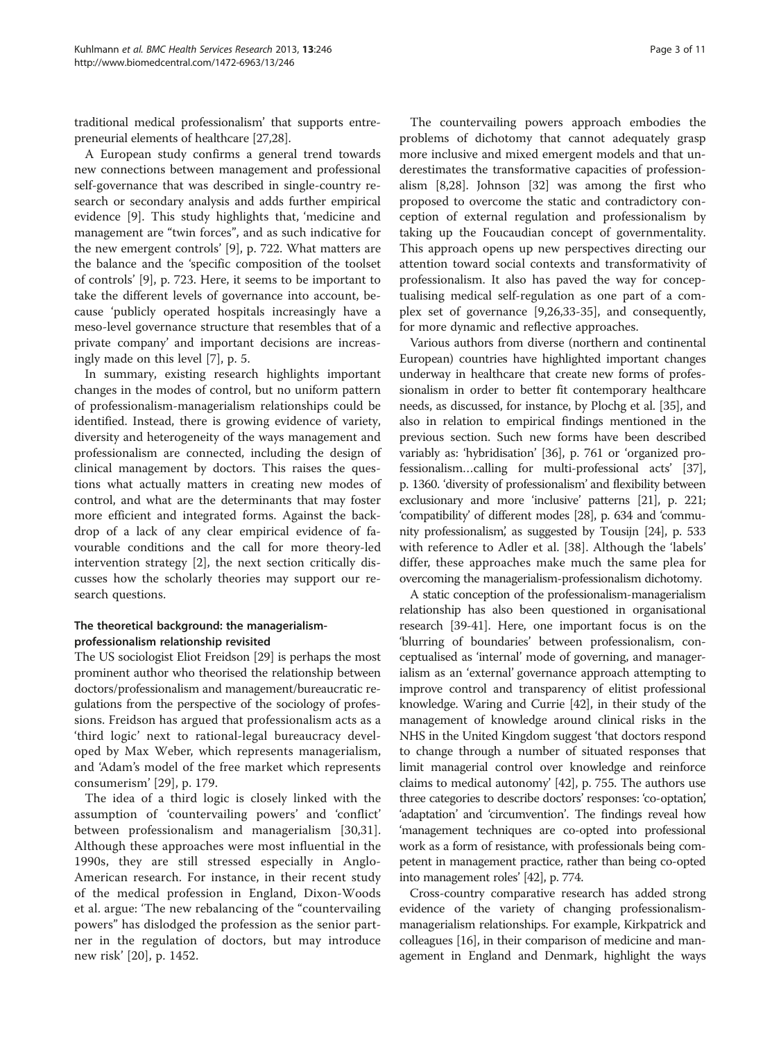traditional medical professionalism' that supports entrepreneurial elements of healthcare [27,28].

A European study confirms a general trend towards new connections between management and professional self-governance that was described in single-country research or secondary analysis and adds further empirical evidence [9]. This study highlights that, 'medicine and management are "twin forces", and as such indicative for the new emergent controls' [9], p. 722. What matters are the balance and the 'specific composition of the toolset of controls' [9], p. 723. Here, it seems to be important to take the different levels of governance into account, because 'publicly operated hospitals increasingly have a meso-level governance structure that resembles that of a private company' and important decisions are increasingly made on this level [7], p. 5.

In summary, existing research highlights important changes in the modes of control, but no uniform pattern of professionalism-managerialism relationships could be identified. Instead, there is growing evidence of variety, diversity and heterogeneity of the ways management and professionalism are connected, including the design of clinical management by doctors. This raises the questions what actually matters in creating new modes of control, and what are the determinants that may foster more efficient and integrated forms. Against the backdrop of a lack of any clear empirical evidence of favourable conditions and the call for more theory-led intervention strategy [2], the next section critically discusses how the scholarly theories may support our research questions.

### The theoretical background: the managerialism-professionalism relationship revisited

The US sociologist Eliot Freidson [29] is perhaps the most prominent author who theorised the relationship between doctors/professionalism and management/bureaucratic regulations from the perspective of the sociology of professions. Freidson has argued that professionalism acts as a 'third logic' next to rational-legal bureaucracy developed by Max Weber, which represents managerialism, and 'Adam's model of the free market which represents consumerism' [29], p. 179.

The idea of a third logic is closely linked with the assumption of 'countervailing powers' and 'conflict' between professionalism and managerialism [30,31]. Although these approaches were most influential in the 1990s, they are still stressed especially in Anglo-American research. For instance, in their recent study of the medical profession in England, Dixon-Woods et al. argue: 'The new rebalancing of the "countervailing powers" has dislodged the profession as the senior partner in the regulation of doctors, but may introduce new risk' [20], p. 1452.

The countervailing powers approach embodies the problems of dichotomy that cannot adequately grasp more inclusive and mixed emergent models and that underestimates the transformative capacities of professionalism [8,28]. Johnson [32] was among the first who proposed to overcome the static and contradictory conception of external regulation and professionalism by taking up the Foucaudian concept of governmentality. This approach opens up new perspectives directing our attention toward social contexts and transformativity of professionalism. It also has paved the way for conceptualising medical self-regulation as one part of a complex set of governance [9,26,33-35], and consequently, for more dynamic and reflective approaches.

Various authors from diverse (northern and continental European) countries have highlighted important changes underway in healthcare that create new forms of professionalism in order to better fit contemporary healthcare needs, as discussed, for instance, by Plochg et al. [35], and also in relation to empirical findings mentioned in the previous section. Such new forms have been described variably as: 'hybridisation' [36], p. 761 or 'organized professionalism…calling for multi-professional acts' [37], p. 1360. 'diversity of professionalism' and flexibility between exclusionary and more 'inclusive' patterns [21], p. 221; 'compatibility' of different modes [28], p. 634 and 'community professionalism', as suggested by Tousijn [24], p. 533 with reference to Adler et al. [38]. Although the 'labels' differ, these approaches make much the same plea for overcoming the managerialism-professionalism dichotomy.

A static conception of the professionalism-managerialism relationship has also been questioned in organisational research [39-41]. Here, one important focus is on the 'blurring of boundaries' between professionalism, conceptualised as 'internal' mode of governing, and managerialism as an 'external' governance approach attempting to improve control and transparency of elitist professional knowledge. Waring and Currie [42], in their study of the management of knowledge around clinical risks in the NHS in the United Kingdom suggest 'that doctors respond to change through a number of situated responses that limit managerial control over knowledge and reinforce claims to medical autonomy' [42], p. 755. The authors use three categories to describe doctors' responses: 'co-optation', 'adaptation' and 'circumvention'. The findings reveal how 'management techniques are co-opted into professional work as a form of resistance, with professionals being competent in management practice, rather than being co-opted into management roles' [42], p. 774.

Cross-country comparative research has added strong evidence of the variety of changing professionalism-managerialism relationships. For example, Kirkpatrick and colleagues [16], in their comparison of medicine and management in England and Denmark, highlight the ways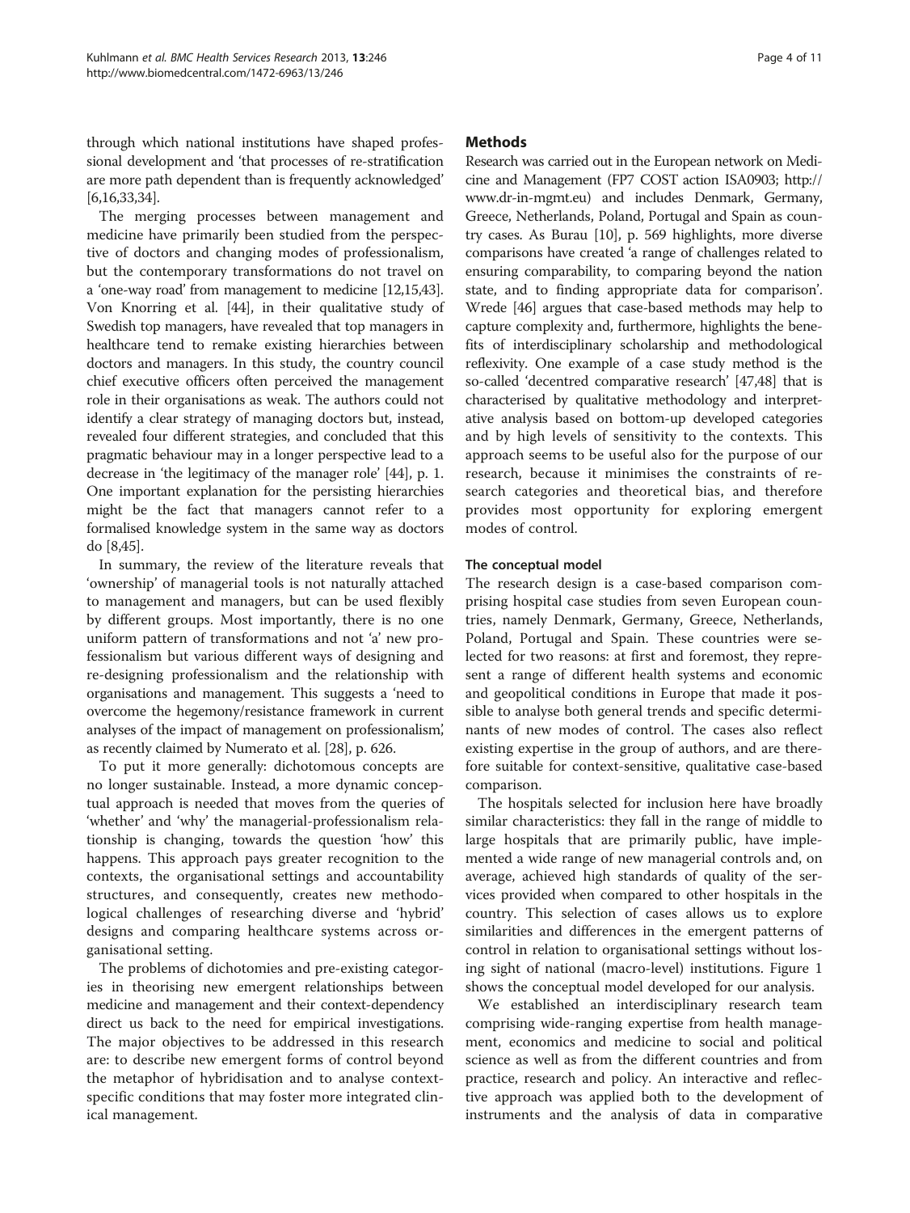through which national institutions have shaped professional development and 'that processes of re-stratification are more path dependent than is frequently acknowledged' [6,16,33,34].

The merging processes between management and medicine have primarily been studied from the perspective of doctors and changing modes of professionalism, but the contemporary transformations do not travel on a 'one-way road' from management to medicine [12,15,43]. Von Knorring et al. [44], in their qualitative study of Swedish top managers, have revealed that top managers in healthcare tend to remake existing hierarchies between doctors and managers. In this study, the country council chief executive officers often perceived the management role in their organisations as weak. The authors could not identify a clear strategy of managing doctors but, instead, revealed four different strategies, and concluded that this pragmatic behaviour may in a longer perspective lead to a decrease in 'the legitimacy of the manager role' [44], p. 1. One important explanation for the persisting hierarchies might be the fact that managers cannot refer to a formalised knowledge system in the same way as doctors do [8,45].

In summary, the review of the literature reveals that 'ownership' of managerial tools is not naturally attached to management and managers, but can be used flexibly by different groups. Most importantly, there is no one uniform pattern of transformations and not 'a' new professionalism but various different ways of designing and re-designing professionalism and the relationship with organisations and management. This suggests a 'need to overcome the hegemony/resistance framework in current analyses of the impact of management on professionalism', as recently claimed by Numerato et al. [28], p. 626.

To put it more generally: dichotomous concepts are no longer sustainable. Instead, a more dynamic conceptual approach is needed that moves from the queries of 'whether' and 'why' the managerial-professionalism relationship is changing, towards the question 'how' this happens. This approach pays greater recognition to the contexts, the organisational settings and accountability structures, and consequently, creates new methodological challenges of researching diverse and 'hybrid' designs and comparing healthcare systems across organisational setting.

The problems of dichotomies and pre-existing categories in theorising new emergent relationships between medicine and management and their context-dependency direct us back to the need for empirical investigations. The major objectives to be addressed in this research are: to describe new emergent forms of control beyond the metaphor of hybridisation and to analyse context-specific conditions that may foster more integrated clinical management.

## Methods

Research was carried out in the European network on Medicine and Management (FP7 COST action ISA0903; http://www.dr-in-mgmt.eu) and includes Denmark, Germany, Greece, Netherlands, Poland, Portugal and Spain as country cases. As Burau [10], p. 569 highlights, more diverse comparisons have created 'a range of challenges related to ensuring comparability, to comparing beyond the nation state, and to finding appropriate data for comparison'. Wrede [46] argues that case-based methods may help to capture complexity and, furthermore, highlights the benefits of interdisciplinary scholarship and methodological reflexivity. One example of a case study method is the so-called 'decentred comparative research' [47,48] that is characterised by qualitative methodology and interpretative analysis based on bottom-up developed categories and by high levels of sensitivity to the contexts. This approach seems to be useful also for the purpose of our research, because it minimises the constraints of research categories and theoretical bias, and therefore provides most opportunity for exploring emergent modes of control.

### The conceptual model

The research design is a case-based comparison comprising hospital case studies from seven European countries, namely Denmark, Germany, Greece, Netherlands, Poland, Portugal and Spain. These countries were selected for two reasons: at first and foremost, they represent a range of different health systems and economic and geopolitical conditions in Europe that made it possible to analyse both general trends and specific determinants of new modes of control. The cases also reflect existing expertise in the group of authors, and are therefore suitable for context-sensitive, qualitative case-based comparison.

The hospitals selected for inclusion here have broadly similar characteristics: they fall in the range of middle to large hospitals that are primarily public, have implemented a wide range of new managerial controls and, on average, achieved high standards of quality of the services provided when compared to other hospitals in the country. This selection of cases allows us to explore similarities and differences in the emergent patterns of control in relation to organisational settings without losing sight of national (macro-level) institutions. Figure 1 shows the conceptual model developed for our analysis.

We established an interdisciplinary research team comprising wide-ranging expertise from health management, economics and medicine to social and political science as well as from the different countries and from practice, research and policy. An interactive and reflective approach was applied both to the development of instruments and the analysis of data in comparative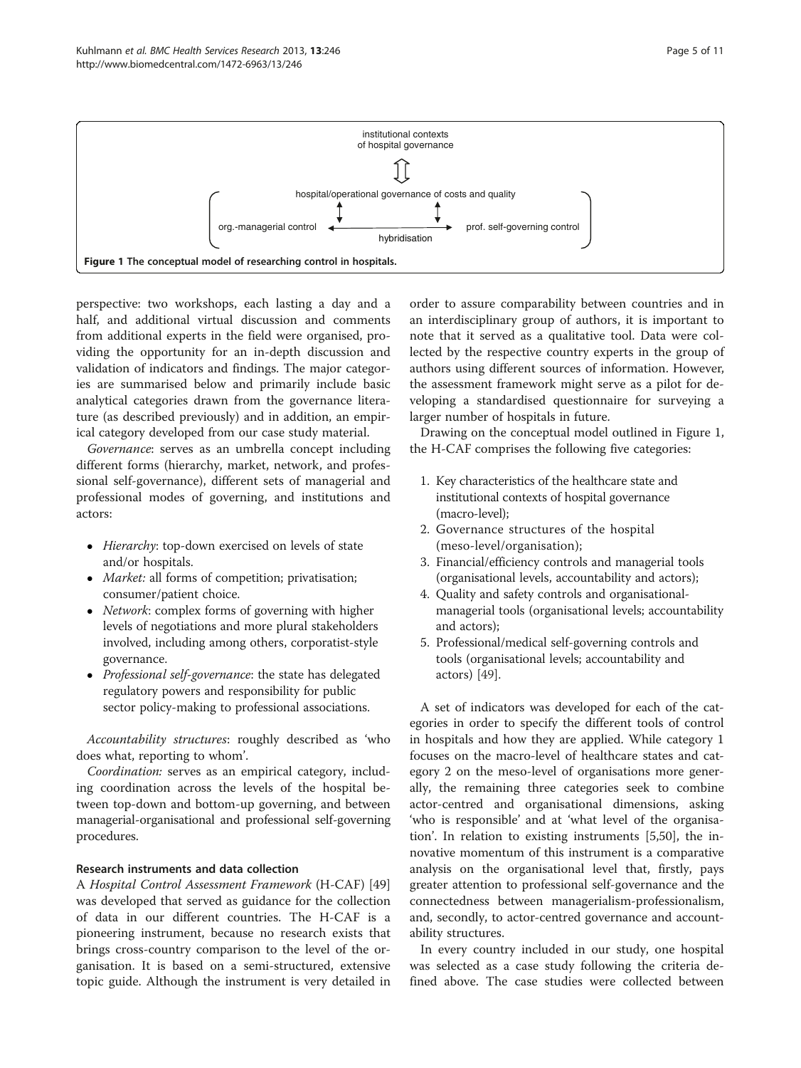institutional contexts of hospital governance

hospital/operational governance of costs and quality

org.-managerial control ← hybridisation → prof. self-governing control

**Figure 1 The conceptual model of researching control in hospitals.**

perspective: two workshops, each lasting a day and a half, and additional virtual discussion and comments from additional experts in the field were organised, providing the opportunity for an in-depth discussion and validation of indicators and findings. The major categories are summarised below and primarily include basic analytical categories drawn from the governance literature (as described previously) and in addition, an empirical category developed from our case study material.

*Governance*: serves as an umbrella concept including different forms (hierarchy, market, network, and professional self-governance), different sets of managerial and professional modes of governing, and institutions and actors:

- *Hierarchy*: top-down exercised on levels of state and/or hospitals.
- *Market:* all forms of competition; privatisation; consumer/patient choice.
- *Network*: complex forms of governing with higher levels of negotiations and more plural stakeholders involved, including among others, corporatist-style governance.
- *Professional self-governance*: the state has delegated regulatory powers and responsibility for public sector policy-making to professional associations.

*Accountability structures*: roughly described as 'who does what, reporting to whom'.

*Coordination:* serves as an empirical category, including coordination across the levels of the hospital between top-down and bottom-up governing, and between managerial-organisational and professional self-governing procedures.

### Research instruments and data collection

A *Hospital Control Assessment Framework* (H-CAF) [49] was developed that served as guidance for the collection of data in our different countries. The H-CAF is a pioneering instrument, because no research exists that brings cross-country comparison to the level of the organisation. It is based on a semi-structured, extensive topic guide. Although the instrument is very detailed in order to assure comparability between countries and in an interdisciplinary group of authors, it is important to note that it served as a qualitative tool. Data were collected by the respective country experts in the group of authors using different sources of information. However, the assessment framework might serve as a pilot for developing a standardised questionnaire for surveying a larger number of hospitals in future.

Drawing on the conceptual model outlined in Figure 1, the H-CAF comprises the following five categories:

1. Key characteristics of the healthcare state and institutional contexts of hospital governance (macro-level);
2. Governance structures of the hospital (meso-level/organisation);
3. Financial/efficiency controls and managerial tools (organisational levels, accountability and actors);
4. Quality and safety controls and organisational-managerial tools (organisational levels; accountability and actors);
5. Professional/medical self-governing controls and tools (organisational levels; accountability and actors) [49].

A set of indicators was developed for each of the categories in order to specify the different tools of control in hospitals and how they are applied. While category 1 focuses on the macro-level of healthcare states and category 2 on the meso-level of organisations more generally, the remaining three categories seek to combine actor-centred and organisational dimensions, asking 'who is responsible' and at 'what level of the organisation'. In relation to existing instruments [5,50], the innovative momentum of this instrument is a comparative analysis on the organisational level that, firstly, pays greater attention to professional self-governance and the connectedness between managerialism-professionalism, and, secondly, to actor-centred governance and accountability structures.

In every country included in our study, one hospital was selected as a case study following the criteria defined above. The case studies were collected between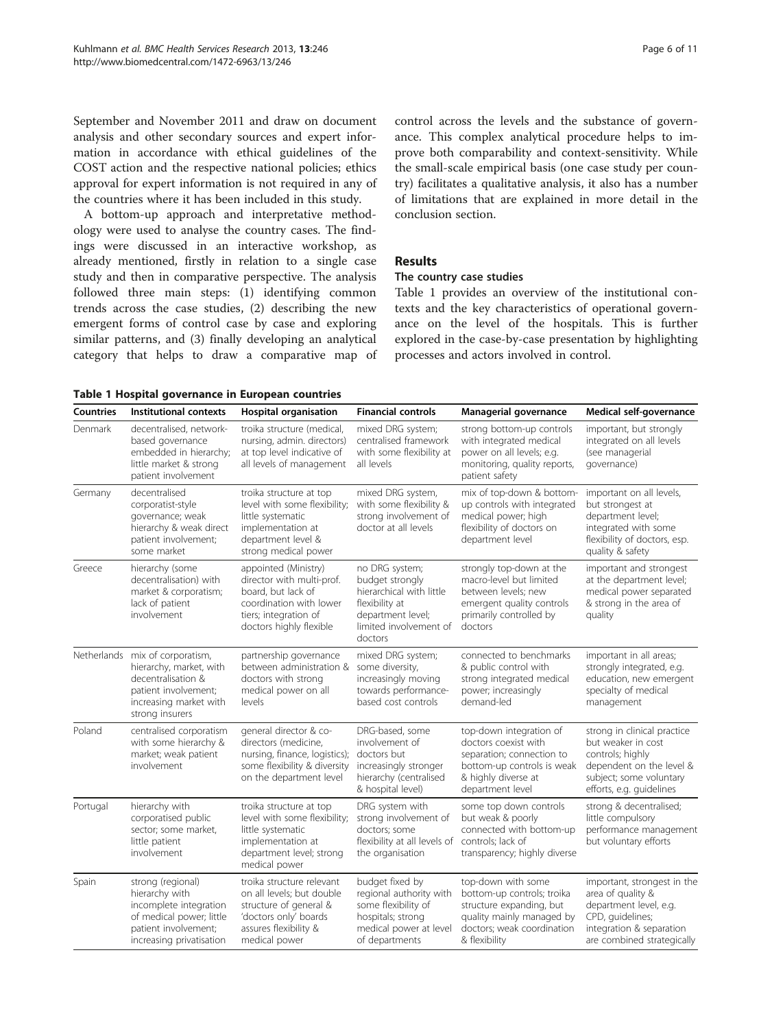September and November 2011 and draw on document analysis and other secondary sources and expert information in accordance with ethical guidelines of the COST action and the respective national policies; ethics approval for expert information is not required in any of the countries where it has been included in this study.

A bottom-up approach and interpretative methodology were used to analyse the country cases. The findings were discussed in an interactive workshop, as already mentioned, firstly in relation to a single case study and then in comparative perspective. The analysis followed three main steps: (1) identifying common trends across the case studies, (2) describing the new emergent forms of control case by case and exploring similar patterns, and (3) finally developing an analytical category that helps to draw a comparative map of control across the levels and the substance of governance. This complex analytical procedure helps to improve both comparability and context-sensitivity. While the small-scale empirical basis (one case study per country) facilitates a qualitative analysis, it also has a number of limitations that are explained in more detail in the conclusion section.

## Results

### The country case studies

Table 1 provides an overview of the institutional contexts and the key characteristics of operational governance on the level of the hospitals. This is further explored in the case-by-case presentation by highlighting processes and actors involved in control.

**Table 1 Hospital governance in European countries**

| Countries | Institutional contexts | Hospital organisation | Financial controls | Managerial governance | Medical self-governance |
|---|---|---|---|---|---|
| Denmark | decentralised, network-based governance embedded in hierarchy; little market & strong patient involvement | troika structure (medical, nursing, admin. directors) at top level indicative of all levels of management | mixed DRG system; centralised framework with some flexibility at all levels | strong bottom-up controls with integrated medical power on all levels; e.g. monitoring, quality reports, patient safety | important, but strongly integrated on all levels (see managerial governance) |
| Germany | decentralised corporatist-style governance; weak hierarchy & weak direct patient involvement; some market | troika structure at top level with some flexibility; little systematic implementation at department level & strong medical power | mixed DRG system, with some flexibility & strong involvement of doctor at all levels | mix of top-down & bottom-up controls with integrated medical power; high flexibility of doctors on department level | important on all levels, but strongest at department level; integrated with some flexibility of doctors, esp. quality & safety |
| Greece | hierarchy (some decentralisation) with market & corporatism; lack of patient involvement | appointed (Ministry) director with multi-prof. board, but lack of coordination with lower tiers; integration of doctors highly flexible | no DRG system; budget strongly hierarchical with little flexibility at department level; limited involvement of doctors | strongly top-down at the macro-level but limited between levels; new emergent quality controls primarily controlled by doctors | important and strongest at the department level; medical power separated & strong in the area of quality |
| Netherlands | mix of corporatism, hierarchy, market, with decentralisation & patient involvement; increasing market with strong insurers | partnership governance between administration & doctors with strong medical power on all levels | mixed DRG system; some diversity, increasingly moving towards performance-based cost controls | connected to benchmarks & public control with strong integrated medical power; increasingly demand-led | important in all areas; strongly integrated, e.g. education, new emergent specialty of medical management |
| Poland | centralised corporatism with some hierarchy & market; weak patient involvement | general director & co-directors (medicine, nursing, finance, logistics); some flexibility & diversity on the department level | DRG-based, some involvement of doctors but increasingly stronger hierarchy (centralised & hospital level) | top-down integration of doctors coexist with separation; connection to bottom-up controls is weak & highly diverse at department level | strong in clinical practice but weaker in cost controls; highly dependent on the level & subject; some voluntary efforts, e.g. guidelines |
| Portugal | hierarchy with corporatised public sector; some market, little patient involvement | troika structure at top level with some flexibility; little systematic implementation at department level; strong medical power | DRG system with strong involvement of doctors; some flexibility at all levels of the organisation | some top down controls but weak & poorly connected with bottom-up controls; lack of transparency; highly diverse | strong & decentralised; little compulsory performance management but voluntary efforts |
| Spain | strong (regional) hierarchy with incomplete integration of medical power; little patient involvement; increasing privatisation | troika structure relevant on all levels; but double structure of general & 'doctors only' boards assures flexibility & medical power | budget fixed by regional authority with some flexibility of hospitals; strong medical power at level of departments | top-down with some bottom-up controls; troika structure expanding, but quality mainly managed by doctors; weak coordination & flexibility | important, strongest in the area of quality & department level, e.g. CPD, guidelines; integration & separation are combined strategically |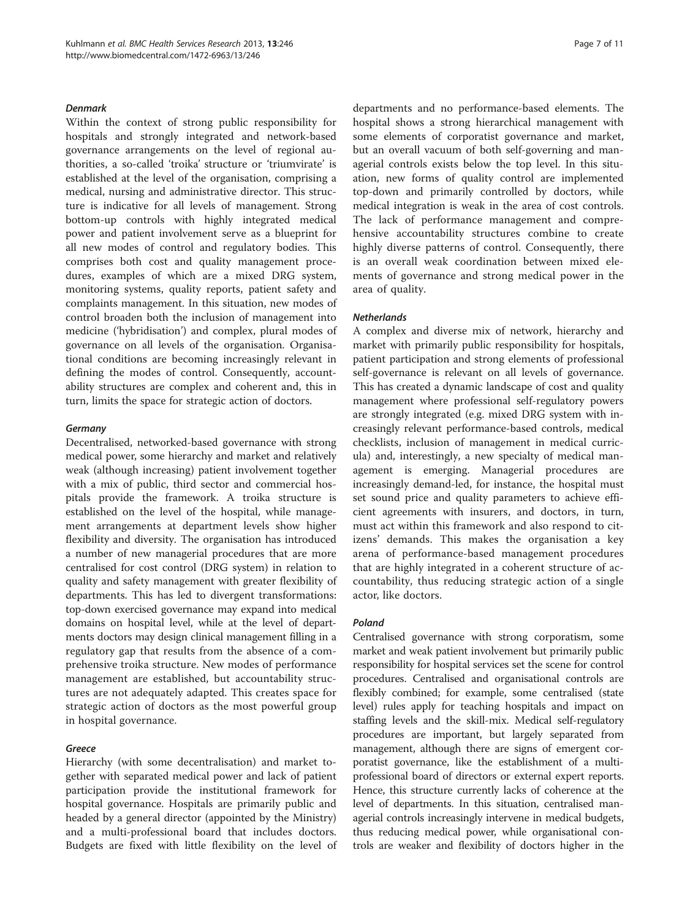#### *Denmark*

Within the context of strong public responsibility for hospitals and strongly integrated and network-based governance arrangements on the level of regional authorities, a so-called 'troika' structure or 'triumvirate' is established at the level of the organisation, comprising a medical, nursing and administrative director. This structure is indicative for all levels of management. Strong bottom-up controls with highly integrated medical power and patient involvement serve as a blueprint for all new modes of control and regulatory bodies. This comprises both cost and quality management procedures, examples of which are a mixed DRG system, monitoring systems, quality reports, patient safety and complaints management. In this situation, new modes of control broaden both the inclusion of management into medicine ('hybridisation') and complex, plural modes of governance on all levels of the organisation. Organisational conditions are becoming increasingly relevant in defining the modes of control. Consequently, accountability structures are complex and coherent and, this in turn, limits the space for strategic action of doctors.

#### *Germany*

Decentralised, networked-based governance with strong medical power, some hierarchy and market and relatively weak (although increasing) patient involvement together with a mix of public, third sector and commercial hospitals provide the framework. A troika structure is established on the level of the hospital, while management arrangements at department levels show higher flexibility and diversity. The organisation has introduced a number of new managerial procedures that are more centralised for cost control (DRG system) in relation to quality and safety management with greater flexibility of departments. This has led to divergent transformations: top-down exercised governance may expand into medical domains on hospital level, while at the level of departments doctors may design clinical management filling in a regulatory gap that results from the absence of a comprehensive troika structure. New modes of performance management are established, but accountability structures are not adequately adapted. This creates space for strategic action of doctors as the most powerful group in hospital governance.

#### *Greece*

Hierarchy (with some decentralisation) and market together with separated medical power and lack of patient participation provide the institutional framework for hospital governance. Hospitals are primarily public and headed by a general director (appointed by the Ministry) and a multi-professional board that includes doctors. Budgets are fixed with little flexibility on the level of departments and no performance-based elements. The hospital shows a strong hierarchical management with some elements of corporatist governance and market, but an overall vacuum of both self-governing and managerial controls exists below the top level. In this situation, new forms of quality control are implemented top-down and primarily controlled by doctors, while medical integration is weak in the area of cost controls. The lack of performance management and comprehensive accountability structures combine to create highly diverse patterns of control. Consequently, there is an overall weak coordination between mixed elements of governance and strong medical power in the area of quality.

#### *Netherlands*

A complex and diverse mix of network, hierarchy and market with primarily public responsibility for hospitals, patient participation and strong elements of professional self-governance is relevant on all levels of governance. This has created a dynamic landscape of cost and quality management where professional self-regulatory powers are strongly integrated (e.g. mixed DRG system with increasingly relevant performance-based controls, medical checklists, inclusion of management in medical curricula) and, interestingly, a new specialty of medical management is emerging. Managerial procedures are increasingly demand-led, for instance, the hospital must set sound price and quality parameters to achieve efficient agreements with insurers, and doctors, in turn, must act within this framework and also respond to citizens' demands. This makes the organisation a key arena of performance-based management procedures that are highly integrated in a coherent structure of accountability, thus reducing strategic action of a single actor, like doctors.

#### *Poland*

Centralised governance with strong corporatism, some market and weak patient involvement but primarily public responsibility for hospital services set the scene for control procedures. Centralised and organisational controls are flexibly combined; for example, some centralised (state level) rules apply for teaching hospitals and impact on staffing levels and the skill-mix. Medical self-regulatory procedures are important, but largely separated from management, although there are signs of emergent corporatist governance, like the establishment of a multi-professional board of directors or external expert reports. Hence, this structure currently lacks of coherence at the level of departments. In this situation, centralised managerial controls increasingly intervene in medical budgets, thus reducing medical power, while organisational controls are weaker and flexibility of doctors higher in the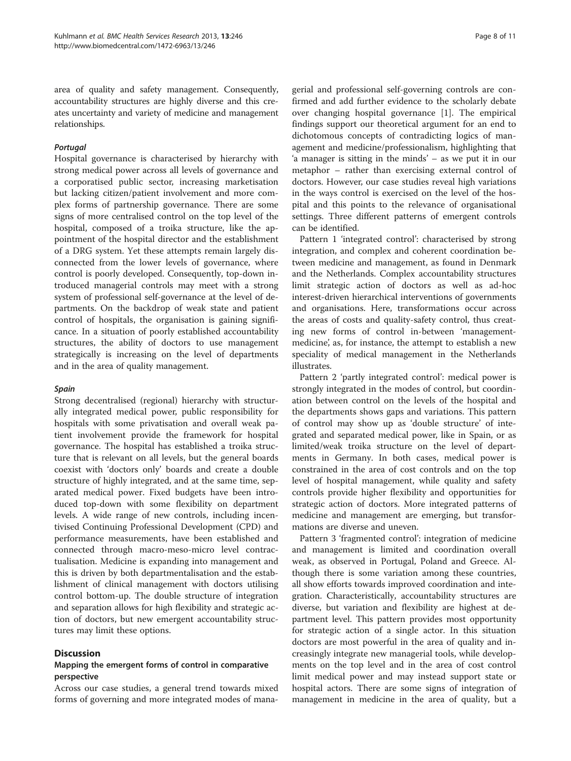area of quality and safety management. Consequently, accountability structures are highly diverse and this creates uncertainty and variety of medicine and management relationships.

#### *Portugal*

Hospital governance is characterised by hierarchy with strong medical power across all levels of governance and a corporatised public sector, increasing marketisation but lacking citizen/patient involvement and more complex forms of partnership governance. There are some signs of more centralised control on the top level of the hospital, composed of a troika structure, like the appointment of the hospital director and the establishment of a DRG system. Yet these attempts remain largely disconnected from the lower levels of governance, where control is poorly developed. Consequently, top-down introduced managerial controls may meet with a strong system of professional self-governance at the level of departments. On the backdrop of weak state and patient control of hospitals, the organisation is gaining significance. In a situation of poorly established accountability structures, the ability of doctors to use management strategically is increasing on the level of departments and in the area of quality management.

#### *Spain*

Strong decentralised (regional) hierarchy with structurally integrated medical power, public responsibility for hospitals with some privatisation and overall weak patient involvement provide the framework for hospital governance. The hospital has established a troika structure that is relevant on all levels, but the general boards coexist with 'doctors only' boards and create a double structure of highly integrated, and at the same time, separated medical power. Fixed budgets have been introduced top-down with some flexibility on department levels. A wide range of new controls, including incentivised Continuing Professional Development (CPD) and performance measurements, have been established and connected through macro-meso-micro level contractualisation. Medicine is expanding into management and this is driven by both departmentalisation and the establishment of clinical management with doctors utilising control bottom-up. The double structure of integration and separation allows for high flexibility and strategic action of doctors, but new emergent accountability structures may limit these options.

## Discussion

### Mapping the emergent forms of control in comparative perspective

Across our case studies, a general trend towards mixed forms of governing and more integrated modes of managerial and professional self-governing controls are confirmed and add further evidence to the scholarly debate over changing hospital governance [1]. The empirical findings support our theoretical argument for an end to dichotomous concepts of contradicting logics of management and medicine/professionalism, highlighting that 'a manager is sitting in the minds' – as we put it in our metaphor – rather than exercising external control of doctors. However, our case studies reveal high variations in the ways control is exercised on the level of the hospital and this points to the relevance of organisational settings. Three different patterns of emergent controls can be identified.

Pattern 1 'integrated control': characterised by strong integration, and complex and coherent coordination between medicine and management, as found in Denmark and the Netherlands. Complex accountability structures limit strategic action of doctors as well as ad-hoc interest-driven hierarchical interventions of governments and organisations. Here, transformations occur across the areas of costs and quality-safety control, thus creating new forms of control in-between 'management-medicine', as, for instance, the attempt to establish a new speciality of medical management in the Netherlands illustrates.

Pattern 2 'partly integrated control': medical power is strongly integrated in the modes of control, but coordination between control on the levels of the hospital and the departments shows gaps and variations. This pattern of control may show up as 'double structure' of integrated and separated medical power, like in Spain, or as limited/weak troika structure on the level of departments in Germany. In both cases, medical power is constrained in the area of cost controls and on the top level of hospital management, while quality and safety controls provide higher flexibility and opportunities for strategic action of doctors. More integrated patterns of medicine and management are emerging, but transformations are diverse and uneven.

Pattern 3 'fragmented control': integration of medicine and management is limited and coordination overall weak, as observed in Portugal, Poland and Greece. Although there is some variation among these countries, all show efforts towards improved coordination and integration. Characteristically, accountability structures are diverse, but variation and flexibility are highest at department level. This pattern provides most opportunity for strategic action of a single actor. In this situation doctors are most powerful in the area of quality and increasingly integrate new managerial tools, while developments on the top level and in the area of cost control limit medical power and may instead support state or hospital actors. There are some signs of integration of management in medicine in the area of quality, but a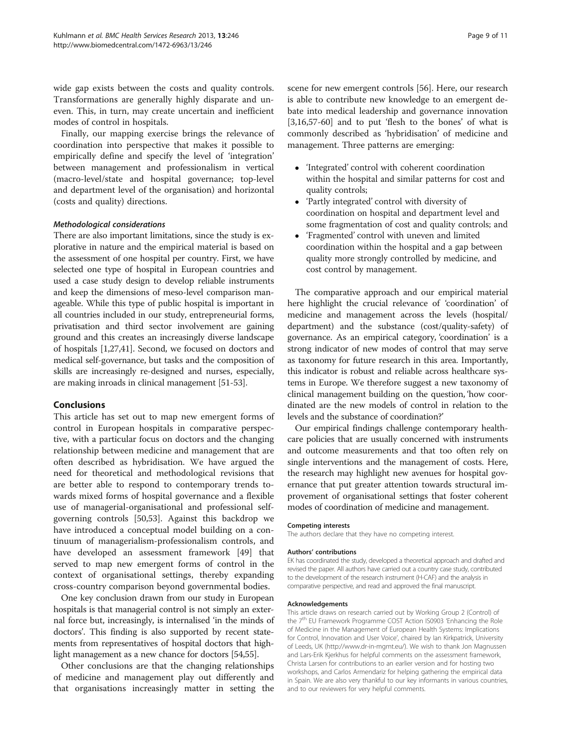wide gap exists between the costs and quality controls. Transformations are generally highly disparate and uneven. This, in turn, may create uncertain and inefficient modes of control in hospitals.

Finally, our mapping exercise brings the relevance of coordination into perspective that makes it possible to empirically define and specify the level of 'integration' between management and professionalism in vertical (macro-level/state and hospital governance; top-level and department level of the organisation) and horizontal (costs and quality) directions.

#### *Methodological considerations*

There are also important limitations, since the study is explorative in nature and the empirical material is based on the assessment of one hospital per country. First, we have selected one type of hospital in European countries and used a case study design to develop reliable instruments and keep the dimensions of meso-level comparison manageable. While this type of public hospital is important in all countries included in our study, entrepreneurial forms, privatisation and third sector involvement are gaining ground and this creates an increasingly diverse landscape of hospitals [1,27,41]. Second, we focused on doctors and medical self-governance, but tasks and the composition of skills are increasingly re-designed and nurses, especially, are making inroads in clinical management [51-53].

## Conclusions

This article has set out to map new emergent forms of control in European hospitals in comparative perspective, with a particular focus on doctors and the changing relationship between medicine and management that are often described as hybridisation. We have argued the need for theoretical and methodological revisions that are better able to respond to contemporary trends towards mixed forms of hospital governance and a flexible use of managerial-organisational and professional self-governing controls [50,53]. Against this backdrop we have introduced a conceptual model building on a continuum of managerialism-professionalism controls, and have developed an assessment framework [49] that served to map new emergent forms of control in the context of organisational settings, thereby expanding cross-country comparison beyond governmental bodies.

One key conclusion drawn from our study in European hospitals is that managerial control is not simply an external force but, increasingly, is internalised 'in the minds of doctors'. This finding is also supported by recent statements from representatives of hospital doctors that highlight management as a new chance for doctors [54,55].

Other conclusions are that the changing relationships of medicine and management play out differently and that organisations increasingly matter in setting the scene for new emergent controls [56]. Here, our research is able to contribute new knowledge to an emergent debate into medical leadership and governance innovation [3,16,57-60] and to put 'flesh to the bones' of what is commonly described as 'hybridisation' of medicine and management. Three patterns are emerging:

- 'Integrated' control with coherent coordination within the hospital and similar patterns for cost and quality controls;
- 'Partly integrated' control with diversity of coordination on hospital and department level and some fragmentation of cost and quality controls; and
- 'Fragmented' control with uneven and limited coordination within the hospital and a gap between quality more strongly controlled by medicine, and cost control by management.

The comparative approach and our empirical material here highlight the crucial relevance of 'coordination' of medicine and management across the levels (hospital/department) and the substance (cost/quality-safety) of governance. As an empirical category, 'coordination' is a strong indicator of new modes of control that may serve as taxonomy for future research in this area. Importantly, this indicator is robust and reliable across healthcare systems in Europe. We therefore suggest a new taxonomy of clinical management building on the question, 'how coordinated are the new models of control in relation to the levels and the substance of coordination?'

Our empirical findings challenge contemporary healthcare policies that are usually concerned with instruments and outcome measurements and that too often rely on single interventions and the management of costs. Here, the research may highlight new avenues for hospital governance that put greater attention towards structural improvement of organisational settings that foster coherent modes of coordination of medicine and management.

#### Competing interests

The authors declare that they have no competing interest.

#### Authors' contributions

EK has coordinated the study, developed a theoretical approach and drafted and revised the paper. All authors have carried out a country case study, contributed to the development of the research instrument (H-CAF) and the analysis in comparative perspective, and read and approved the final manuscript.

#### Acknowledgements

This article draws on research carried out by Working Group 2 (Control) of the 7th EU Framework Programme COST Action IS0903 'Enhancing the Role of Medicine in the Management of European Health Systems: Implications for Control, Innovation and User Voice', chaired by Ian Kirkpatrick, University of Leeds, UK (http://www.dr-in-mgmt.eu/). We wish to thank Jon Magnussen and Lars-Erik Kjerkhus for helpful comments on the assessment framework, Christa Larsen for contributions to an earlier version and for hosting two workshops, and Carlos Armendariz for helping gathering the empirical data in Spain. We are also very thankful to our key informants in various countries, and to our reviewers for very helpful comments.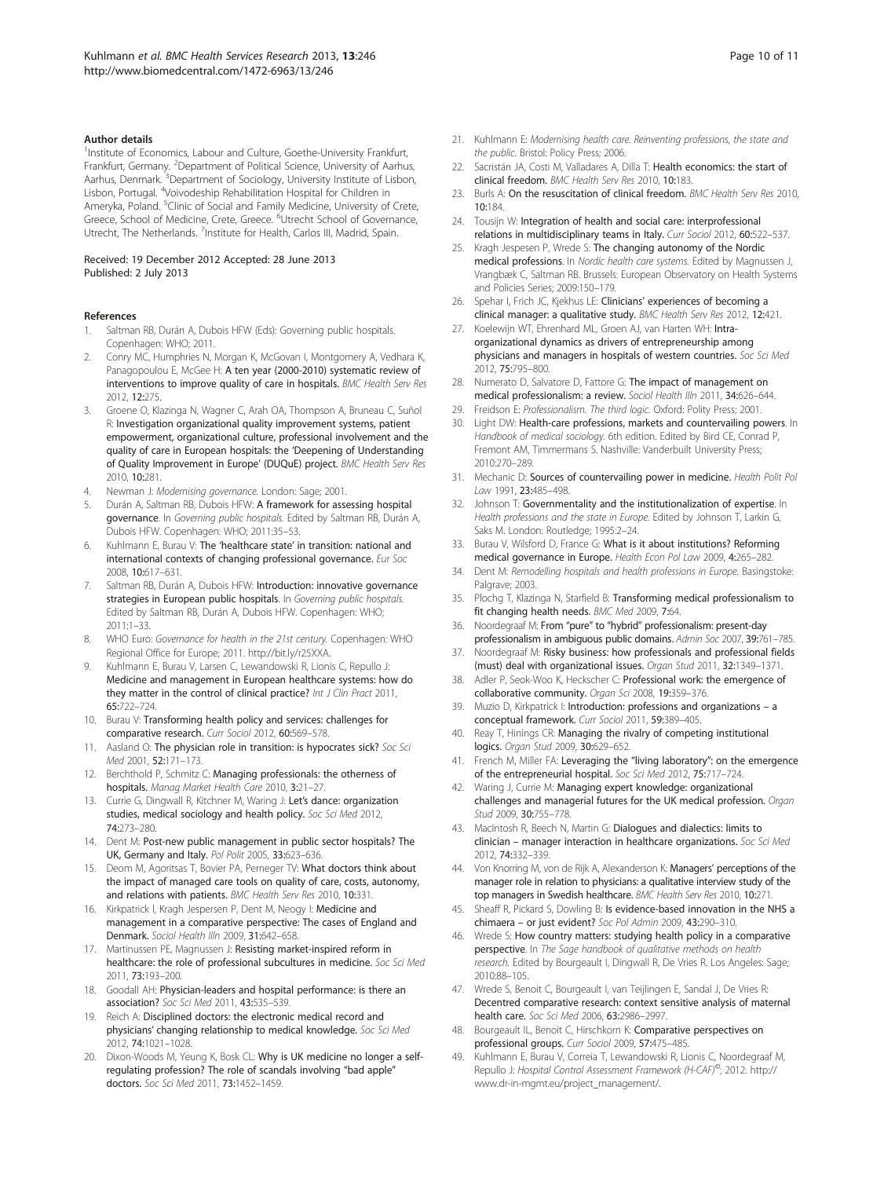#### Author details

[1]Institute of Economics, Labour and Culture, Goethe-University Frankfurt, Frankfurt, Germany. [2]Department of Political Science, University of Aarhus, Aarhus, Denmark. [3]Department of Sociology, University Institute of Lisbon, Lisbon, Portugal. [4]Voivodeship Rehabilitation Hospital for Children in Ameryka, Poland. [5]Clinic of Social and Family Medicine, University of Crete, Greece, School of Medicine, Crete, Greece. [6]Utrecht School of Governance, Utrecht, The Netherlands. [7]Institute for Health, Carlos III, Madrid, Spain.

Received: 19 December 2012 Accepted: 28 June 2013
Published: 2 July 2013

#### References

1. Saltman RB, Durán A, Dubois HFW (Eds): Governing public hospitals. Copenhagen: WHO; 2011.
2. Conry MC, Humphries N, Morgan K, McGovan I, Montgomery A, Vedhara K, Panagopoulou E, McGee H: **A ten year (2000-2010) systematic review of interventions to improve quality of care in hospitals.** *BMC Health Serv Res* 2012, **12:**275.
3. Groene O, Klazinga N, Wagner C, Arah OA, Thompson A, Bruneau C, Suñol R: **Investigation organizational quality improvement systems, patient empowerment, organizational culture, professional involvement and the quality of care in European hospitals: the 'Deepening of Understanding of Quality Improvement in Europe' (DUQuE) project.** *BMC Health Serv Res* 2010, **10:**281.
4. Newman J: *Modernising governance.* London: Sage; 2001.
5. Durán A, Saltman RB, Dubois HFW: **A framework for assessing hospital governance.** In *Governing public hospitals.* Edited by Saltman RB, Durán A, Dubois HFW. Copenhagen: WHO; 2011:35–53.
6. Kuhlmann E, Burau V: **The 'healthcare state' in transition: national and international contexts of changing professional governance.** *Eur Soc* 2008, **10:**617–631.
7. Saltman RB, Durán A, Dubois HFW: **Introduction: innovative governance strategies in European public hospitals.** In *Governing public hospitals.* Edited by Saltman RB, Durán A, Dubois HFW. Copenhagen: WHO; 2011:1–33.
8. WHO Euro: *Governance for health in the 21st century.* Copenhagen: WHO Regional Office for Europe; 2011. http://bit.ly/r25XXA.
9. Kuhlmann E, Burau V, Larsen C, Lewandowski R, Lionis C, Repullo J: **Medicine and management in European healthcare systems: how do they matter in the control of clinical practice?** *Int J Clin Pract* 2011, **65:**722–724.
10. Burau V: **Transforming health policy and services: challenges for comparative research.** *Curr Sociol* 2012, **60:**569–578.
11. Aasland O: **The physician role in transition: is hypocrates sick?** *Soc Sci Med* 2001, **52:**171–173.
12. Berchthold P, Schmitz C: **Managing professionals: the otherness of hospitals.** *Manag Market Health Care* 2010, **3:**21–27.
13. Currie G, Dingwall R, Kitchner M, Waring J: **Let's dance: organization studies, medical sociology and health policy.** *Soc Sci Med* 2012, **74:**273–280.
14. Dent M: **Post-new public management in public sector hospitals? The UK, Germany and Italy.** *Pol Polit* 2005, **33:**623–636.
15. Deom M, Agoritsas T, Bovier PA, Perneger TV: **What doctors think about the impact of managed care tools on quality of care, costs, autonomy, and relations with patients.** *BMC Health Serv Res* 2010, **10:**331.
16. Kirkpatrick I, Kragh Jespersen P, Dent M, Neogy I: **Medicine and management in a comparative perspective: The cases of England and Denmark.** *Sociol Health Illn* 2009, **31:**642–658.
17. Martinussen PE, Magnussen J: **Resisting market-inspired reform in healthcare: the role of professional subcultures in medicine.** *Soc Sci Med* 2011, **73:**193–200.
18. Goodall AH: **Physician-leaders and hospital performance: is there an association?** *Soc Sci Med* 2011, **43:**535–539.
19. Reich A: **Disciplined doctors: the electronic medical record and physicians' changing relationship to medical knowledge.** *Soc Sci Med* 2012, **74:**1021–1028.
20. Dixon-Woods M, Yeung K, Bosk CL: **Why is UK medicine no longer a self-regulating profession? The role of scandals involving "bad apple" doctors.** *Soc Sci Med* 2011, **73:**1452–1459.
21. Kuhlmann E: *Modernising health care. Reinventing professions, the state and the public.* Bristol: Policy Press; 2006.
22. Sacristán JA, Costi M, Valladares A, Dilla T: **Health economics: the start of clinical freedom.** *BMC Health Serv Res* 2010, **10:**183.
23. Burls A: **On the resuscitation of clinical freedom.** *BMC Health Serv Res* 2010, **10:**184.
24. Tousijn W: **Integration of health and social care: interprofessional relations in multidisciplinary teams in Italy.** *Curr Sociol* 2012, **60:**522–537.
25. Kragh Jespesen P, Wrede S: **The changing autonomy of the Nordic medical professions.** In *Nordic health care systems.* Edited by Magnussen J, Vrangbæk C, Saltman RB. Brussels: European Observatory on Health Systems and Policies Series; 2009:150–179.
26. Spehar I, Frich JC, Kjekhus LE: **Clinicians' experiences of becoming a clinical manager: a qualitative study.** *BMC Health Serv Res* 2012, **12:**421.
27. Koelewijn WT, Ehrenhard ML, Groen AJ, van Harten WH: **Intra-organizational dynamics as drivers of entrepreneurship among physicians and managers in hospitals of western countries.** *Soc Sci Med* 2012, **75:**795–800.
28. Numerato D, Salvatore D, Fattore G: **The impact of management on medical professionalism: a review.** *Sociol Health Illn* 2011, **34:**626–644.
29. Freidson E: *Professionalism. The third logic.* Oxford: Polity Press; 2001.
30. Light DW: **Health-care professions, markets and countervailing powers.** In *Handbook of medical sociology.* 6th edition. Edited by Bird CE, Conrad P, Fremont AM, Timmermans S. Nashville: Vanderbuilt University Press; 2010:270–289.
31. Mechanic D: **Sources of countervailing power in medicine.** *Health Polit Pol Law* 1991, **23:**485–498.
32. Johnson T: **Governmentality and the institutionalization of expertise.** In *Health professions and the state in Europe.* Edited by Johnson T, Larkin G, Saks M. London: Routledge; 1995:2–24.
33. Burau V, Wilsford D, France G: **What is it about institutions? Reforming medical governance in Europe.** *Health Econ Pol Law* 2009, **4:**265–282.
34. Dent M: *Remodelling hospitals and health professions in Europe.* Basingstoke: Palgrave; 2003.
35. Plochg T, Klazinga N, Starfield B: **Transforming medical professionalism to fit changing health needs.** *BMC Med* 2009, **7:**64.
36. Noordegraaf M: **From "pure" to "hybrid" professionalism: present-day professionalism in ambiguous public domains.** *Admin Soc* 2007, **39:**761–785.
37. Noordegraaf M: **Risky business: how professionals and professional fields (must) deal with organizational issues.** *Organ Stud* 2011, **32:**1349–1371.
38. Adler P, Seok-Woo K, Heckscher C: **Professional work: the emergence of collaborative community.** *Organ Sci* 2008, **19:**359–376.
39. Muzio D, Kirkpatrick I: **Introduction: professions and organizations – a conceptual framework.** *Curr Sociol* 2011, **59:**389–405.
40. Reay T, Hinings CR: **Managing the rivalry of competing institutional logics.** *Organ Stud* 2009, **30:**629–652.
41. French M, Miller FA: **Leveraging the "living laboratory": on the emergence of the entrepreneurial hospital.** *Soc Sci Med* 2012, **75:**717–724.
42. Waring J, Currie M: **Managing expert knowledge: organizational challenges and managerial futures for the UK medical profession.** *Organ Stud* 2009, **30:**755–778.
43. MacIntosh R, Beech N, Martin G: **Dialogues and dialectics: limits to clinician – manager interaction in healthcare organizations.** *Soc Sci Med* 2012, **74:**332–339.
44. Von Knorring M, von de Rijk A, Alexanderson K: **Managers' perceptions of the manager role in relation to physicians: a qualitative interview study of the top managers in Swedish healthcare.** *BMC Health Serv Res* 2010, **10:**271.
45. Sheaff R, Pickard S, Dowling B: **Is evidence-based innovation in the NHS a chimaera – or just evident?** *Soc Pol Admin* 2009, **43:**290–310.
46. Wrede S: **How country matters: studying health policy in a comparative perspective.** In *The Sage handbook of qualitative methods on health research.* Edited by Bourgeault I, Dingwall R, De Vries R. Los Angeles: Sage; 2010:88–105.
47. Wrede S, Benoit C, Bourgeault I, van Teijlingen E, Sandal J, De Vries R: **Decentred comparative research: context sensitive analysis of maternal health care.** *Soc Sci Med* 2006, **63:**2986–2997.
48. Bourgeault IL, Benoit C, Hirschkorn K: **Comparative perspectives on professional groups.** *Curr Sociol* 2009, **57:**475–485.
49. Kuhlmann E, Burau V, Correia T, Lewandowski R, Lionis C, Noordegraaf M, Repullo J: *Hospital Control Assessment Framework (H-CAF)©*; 2012. http://www.dr-in-mgmt.eu/project_management/.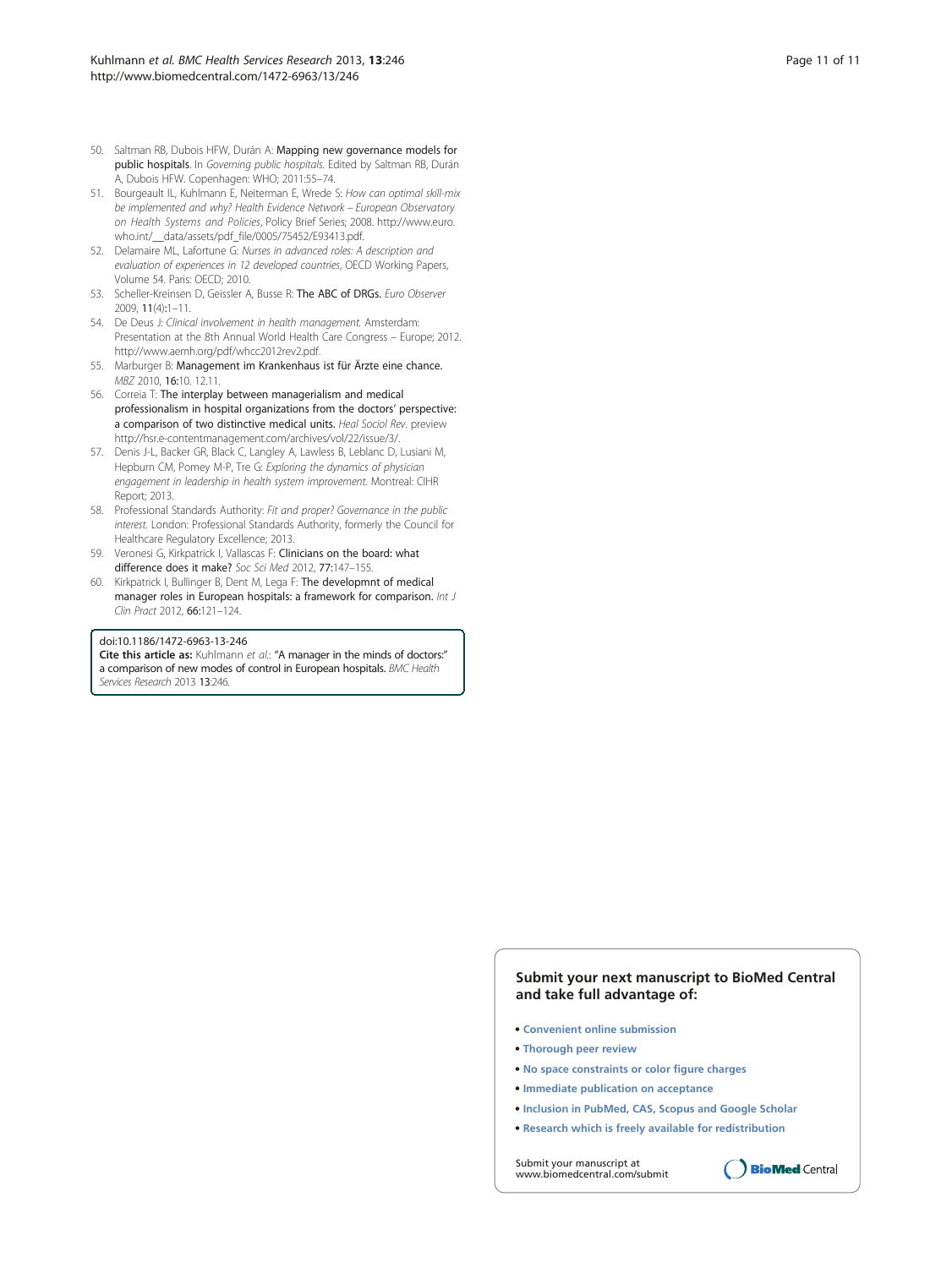50. Saltman RB, Dubois HFW, Durán A: **Mapping new governance models for public hospitals**. In *Governing public hospitals*. Edited by Saltman RB, Durán A, Dubois HFW. Copenhagen: WHO; 2011:55–74.
51. Bourgeault IL, Kuhlmann E, Neiterman E, Wrede S: *How can optimal skill-mix be implemented and why? Health Evidence Network – European Observatory on Health Systems and Policies*, Policy Brief Series; 2008. http://www.euro.who.int/__data/assets/pdf_file/0005/75452/E93413.pdf.
52. Delamaire ML, Lafortune G: *Nurses in advanced roles: A description and evaluation of experiences in 12 developed countries*, OECD Working Papers, Volume 54. Paris: OECD; 2010.
53. Scheller-Kreinsen D, Geissler A, Busse R: **The ABC of DRGs.** *Euro Observer* 2009, **11**(4):1–11.
54. De Deus J: *Clinical involvement in health management.* Amsterdam: Presentation at the 8th Annual World Health Care Congress – Europe; 2012. http://www.aemh.org/pdf/whcc2012rev2.pdf.
55. Marburger B: **Management im Krankenhaus ist für Ärzte eine chance.** *MBZ* 2010, **16:**10. 12.11.
56. Correia T: **The interplay between managerialism and medical professionalism in hospital organizations from the doctors' perspective: a comparison of two distinctive medical units.** *Heal Sociol Rev*. preview http://hsr.e-contentmanagement.com/archives/vol/22/issue/3/.
57. Denis J-L, Backer GR, Black C, Langley A, Lawless B, Leblanc D, Lusiani M, Hepburn CM, Pomey M-P, Tre G: *Exploring the dynamics of physician engagement in leadership in health system improvement.* Montreal: CIHR Report; 2013.
58. Professional Standards Authority: *Fit and proper? Governance in the public interest.* London: Professional Standards Authority, formerly the Council for Healthcare Regulatory Excellence; 2013.
59. Veronesi G, Kirkpatrick I, Vallascas F: **Clinicians on the board: what difference does it make?** *Soc Sci Med* 2012, **77:**147–155.
60. Kirkpatrick I, Bullinger B, Dent M, Lega F: **The developmnt of medical manager roles in European hospitals: a framework for comparison.** *Int J Clin Pract* 2012, **66:**121–124.

doi:10.1186/1472-6963-13-246

**Cite this article as:** Kuhlmann *et al.*: "A manager in the minds of doctors:" a comparison of new modes of control in European hospitals. *BMC Health Services Research* 2013 **13**:246.

**Submit your next manuscript to BioMed Central and take full advantage of:**

- **Convenient online submission**
- **Thorough peer review**
- **No space constraints or color figure charges**
- **Immediate publication on acceptance**
- **Inclusion in PubMed, CAS, Scopus and Google Scholar**
- **Research which is freely available for redistribution**

Submit your manuscript at
www.biomedcentral.com/submit

BioMed Central